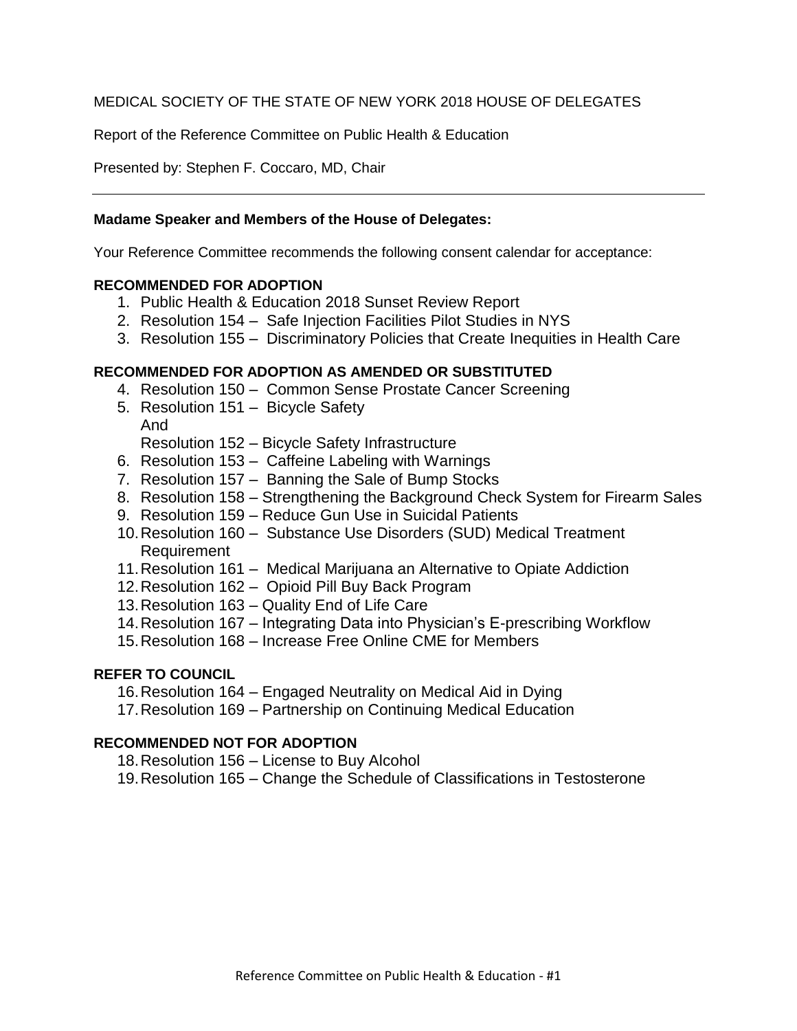MEDICAL SOCIETY OF THE STATE OF NEW YORK 2018 HOUSE OF DELEGATES

Report of the Reference Committee on Public Health & Education

Presented by: Stephen F. Coccaro, MD, Chair

---

**Madame Speaker and Members of the House of Delegates:**

Your Reference Committee recommends the following consent calendar for acceptance:

**RECOMMENDED FOR ADOPTION**

1. Public Health & Education 2018 Sunset Review Report
2. Resolution 154 – Safe Injection Facilities Pilot Studies in NYS
3. Resolution 155 – Discriminatory Policies that Create Inequities in Health Care

**RECOMMENDED FOR ADOPTION AS AMENDED OR SUBSTITUTED**

4. Resolution 150 – Common Sense Prostate Cancer Screening
5. Resolution 151 – Bicycle Safety
   And
   Resolution 152 – Bicycle Safety Infrastructure
6. Resolution 153 – Caffeine Labeling with Warnings
7. Resolution 157 – Banning the Sale of Bump Stocks
8. Resolution 158 – Strengthening the Background Check System for Firearm Sales
9. Resolution 159 – Reduce Gun Use in Suicidal Patients
10. Resolution 160 – Substance Use Disorders (SUD) Medical Treatment Requirement
11. Resolution 161 – Medical Marijuana an Alternative to Opiate Addiction
12. Resolution 162 – Opioid Pill Buy Back Program
13. Resolution 163 – Quality End of Life Care
14. Resolution 167 – Integrating Data into Physician's E-prescribing Workflow
15. Resolution 168 – Increase Free Online CME for Members

**REFER TO COUNCIL**

16. Resolution 164 – Engaged Neutrality on Medical Aid in Dying
17. Resolution 169 – Partnership on Continuing Medical Education

**RECOMMENDED NOT FOR ADOPTION**

18. Resolution 156 – License to Buy Alcohol
19. Resolution 165 – Change the Schedule of Classifications in Testosterone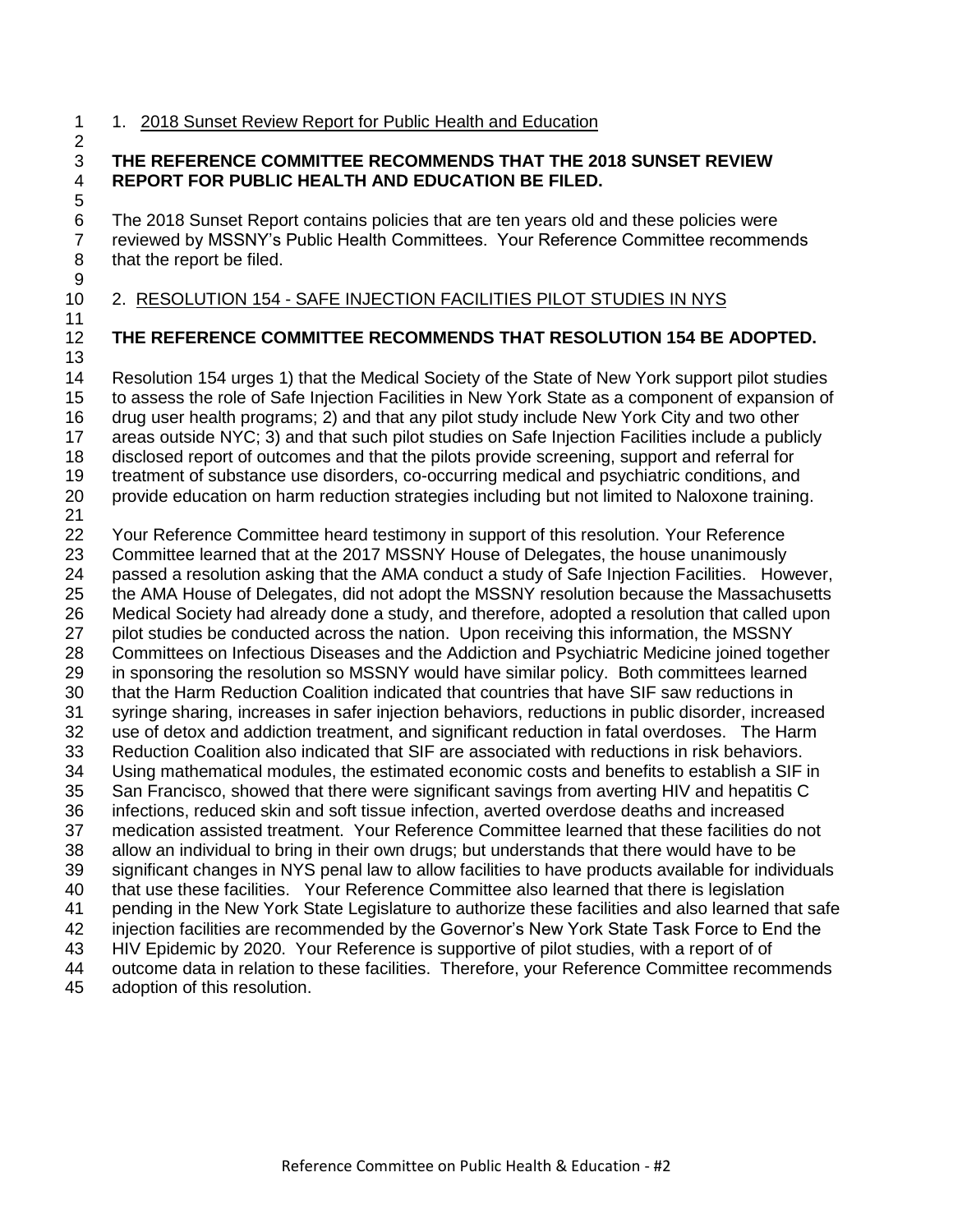1. <u>2018 Sunset Review Report for Public Health and Education</u>

**THE REFERENCE COMMITTEE RECOMMENDS THAT THE 2018 SUNSET REVIEW REPORT FOR PUBLIC HEALTH AND EDUCATION BE FILED.**

The 2018 Sunset Report contains policies that are ten years old and these policies were reviewed by MSSNY's Public Health Committees. Your Reference Committee recommends that the report be filed.

2. <u>RESOLUTION 154 - SAFE INJECTION FACILITIES PILOT STUDIES IN NYS</u>

**THE REFERENCE COMMITTEE RECOMMENDS THAT RESOLUTION 154 BE ADOPTED.**

Resolution 154 urges 1) that the Medical Society of the State of New York support pilot studies to assess the role of Safe Injection Facilities in New York State as a component of expansion of drug user health programs; 2) and that any pilot study include New York City and two other areas outside NYC; 3) and that such pilot studies on Safe Injection Facilities include a publicly disclosed report of outcomes and that the pilots provide screening, support and referral for treatment of substance use disorders, co-occurring medical and psychiatric conditions, and provide education on harm reduction strategies including but not limited to Naloxone training.

Your Reference Committee heard testimony in support of this resolution. Your Reference Committee learned that at the 2017 MSSNY House of Delegates, the house unanimously passed a resolution asking that the AMA conduct a study of Safe Injection Facilities. However, the AMA House of Delegates, did not adopt the MSSNY resolution because the Massachusetts Medical Society had already done a study, and therefore, adopted a resolution that called upon pilot studies be conducted across the nation. Upon receiving this information, the MSSNY Committees on Infectious Diseases and the Addiction and Psychiatric Medicine joined together in sponsoring the resolution so MSSNY would have similar policy. Both committees learned that the Harm Reduction Coalition indicated that countries that have SIF saw reductions in syringe sharing, increases in safer injection behaviors, reductions in public disorder, increased use of detox and addiction treatment, and significant reduction in fatal overdoses. The Harm Reduction Coalition also indicated that SIF are associated with reductions in risk behaviors. Using mathematical modules, the estimated economic costs and benefits to establish a SIF in San Francisco, showed that there were significant savings from averting HIV and hepatitis C infections, reduced skin and soft tissue infection, averted overdose deaths and increased medication assisted treatment. Your Reference Committee learned that these facilities do not allow an individual to bring in their own drugs; but understands that there would have to be significant changes in NYS penal law to allow facilities to have products available for individuals that use these facilities. Your Reference Committee also learned that there is legislation pending in the New York State Legislature to authorize these facilities and also learned that safe injection facilities are recommended by the Governor's New York State Task Force to End the HIV Epidemic by 2020. Your Reference is supportive of pilot studies, with a report of of outcome data in relation to these facilities. Therefore, your Reference Committee recommends adoption of this resolution.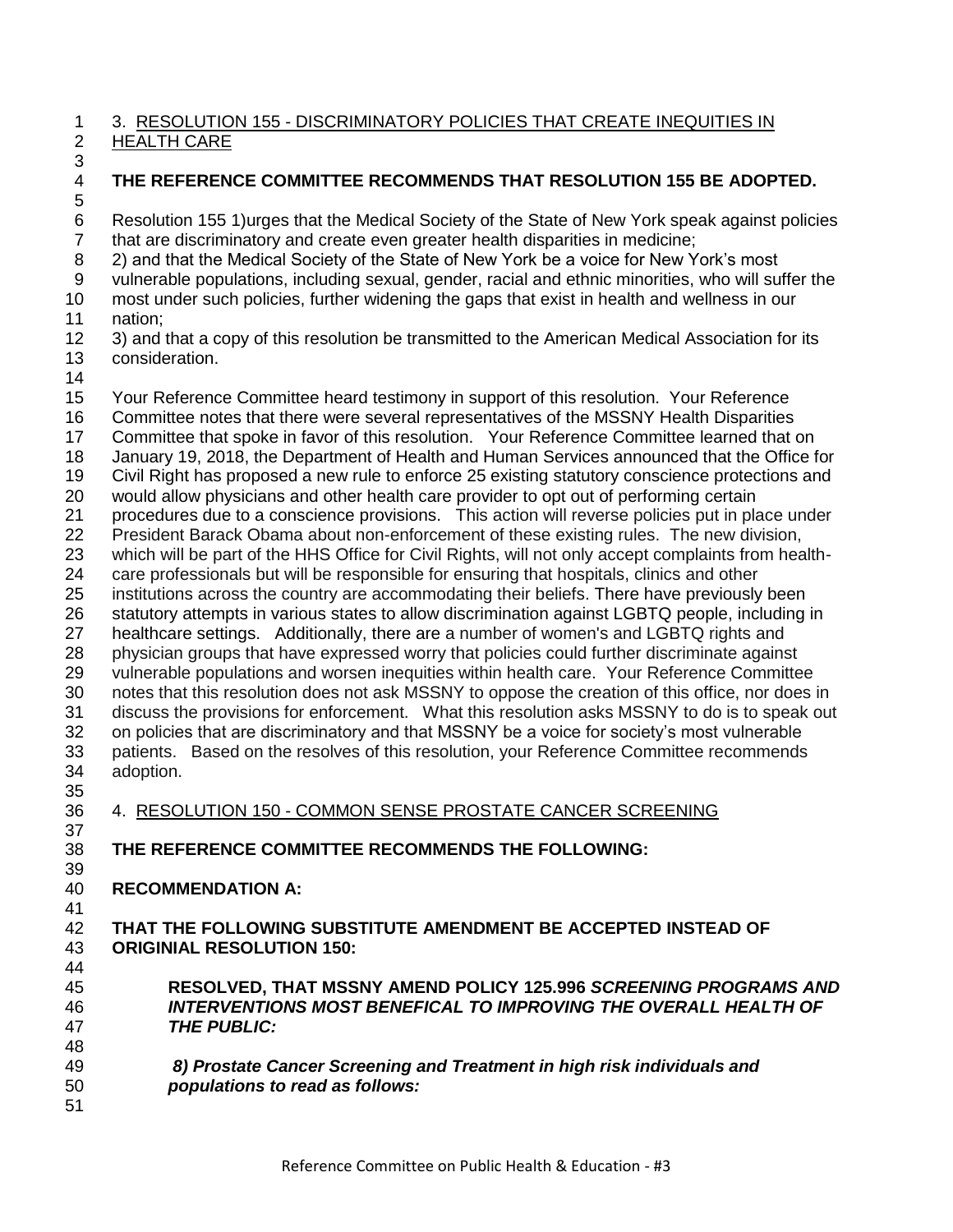3. <u>RESOLUTION 155 - DISCRIMINATORY POLICIES THAT CREATE INEQUITIES IN HEALTH CARE</u>

**THE REFERENCE COMMITTEE RECOMMENDS THAT RESOLUTION 155 BE ADOPTED.**

Resolution 155 1)urges that the Medical Society of the State of New York speak against policies that are discriminatory and create even greater health disparities in medicine;
2) and that the Medical Society of the State of New York be a voice for New York's most vulnerable populations, including sexual, gender, racial and ethnic minorities, who will suffer the most under such policies, further widening the gaps that exist in health and wellness in our nation;
3) and that a copy of this resolution be transmitted to the American Medical Association for its consideration.

Your Reference Committee heard testimony in support of this resolution. Your Reference Committee notes that there were several representatives of the MSSNY Health Disparities Committee that spoke in favor of this resolution. Your Reference Committee learned that on January 19, 2018, the Department of Health and Human Services announced that the Office for Civil Right has proposed a new rule to enforce 25 existing statutory conscience protections and would allow physicians and other health care provider to opt out of performing certain procedures due to a conscience provisions. This action will reverse policies put in place under President Barack Obama about non-enforcement of these existing rules. The new division, which will be part of the HHS Office for Civil Rights, will not only accept complaints from health-care professionals but will be responsible for ensuring that hospitals, clinics and other institutions across the country are accommodating their beliefs. There have previously been statutory attempts in various states to allow discrimination against LGBTQ people, including in healthcare settings. Additionally, there are a number of women's and LGBTQ rights and physician groups that have expressed worry that policies could further discriminate against vulnerable populations and worsen inequities within health care. Your Reference Committee notes that this resolution does not ask MSSNY to oppose the creation of this office, nor does in discuss the provisions for enforcement. What this resolution asks MSSNY to do is to speak out on policies that are discriminatory and that MSSNY be a voice for society's most vulnerable patients. Based on the resolves of this resolution, your Reference Committee recommends adoption.

4. <u>RESOLUTION 150 - COMMON SENSE PROSTATE CANCER SCREENING</u>

**THE REFERENCE COMMITTEE RECOMMENDS THE FOLLOWING:**

**RECOMMENDATION A:**

**THAT THE FOLLOWING SUBSTITUTE AMENDMENT BE ACCEPTED INSTEAD OF ORIGINIAL RESOLUTION 150:**

> **RESOLVED, THAT MSSNY AMEND POLICY 125.996 *SCREENING PROGRAMS AND INTERVENTIONS MOST BENEFICAL TO IMPROVING THE OVERALL HEALTH OF THE PUBLIC:***
>
> ***8) Prostate Cancer Screening and Treatment in high risk individuals and populations to read as follows:***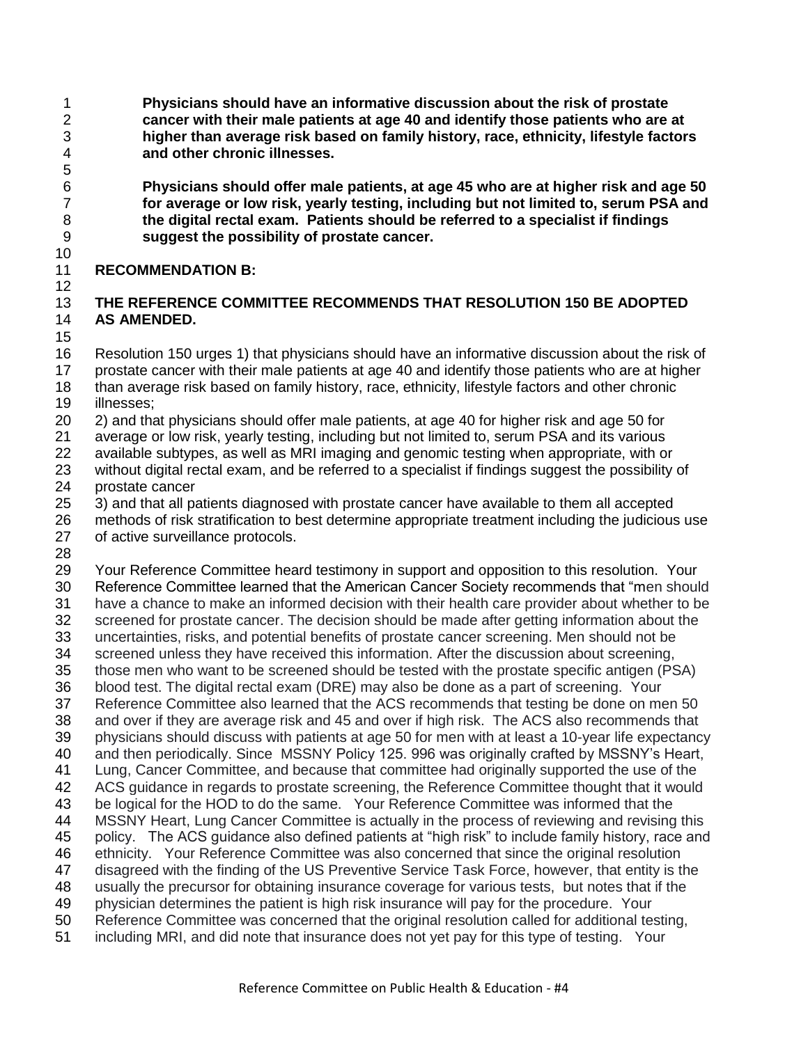**Physicians should have an informative discussion about the risk of prostate cancer with their male patients at age 40 and identify those patients who are at higher than average risk based on family history, race, ethnicity, lifestyle factors and other chronic illnesses.**

**Physicians should offer male patients, at age 45 who are at higher risk and age 50 for average or low risk, yearly testing, including but not limited to, serum PSA and the digital rectal exam. Patients should be referred to a specialist if findings suggest the possibility of prostate cancer.**

**RECOMMENDATION B:**

**THE REFERENCE COMMITTEE RECOMMENDS THAT RESOLUTION 150 BE ADOPTED AS AMENDED.**

Resolution 150 urges 1) that physicians should have an informative discussion about the risk of prostate cancer with their male patients at age 40 and identify those patients who are at higher than average risk based on family history, race, ethnicity, lifestyle factors and other chronic illnesses;
2) and that physicians should offer male patients, at age 40 for higher risk and age 50 for average or low risk, yearly testing, including but not limited to, serum PSA and its various available subtypes, as well as MRI imaging and genomic testing when appropriate, with or without digital rectal exam, and be referred to a specialist if findings suggest the possibility of prostate cancer
3) and that all patients diagnosed with prostate cancer have available to them all accepted methods of risk stratification to best determine appropriate treatment including the judicious use of active surveillance protocols.

Your Reference Committee heard testimony in support and opposition to this resolution. Your Reference Committee learned that the American Cancer Society recommends that "men should have a chance to make an informed decision with their health care provider about whether to be screened for prostate cancer. The decision should be made after getting information about the uncertainties, risks, and potential benefits of prostate cancer screening. Men should not be screened unless they have received this information. After the discussion about screening, those men who want to be screened should be tested with the prostate specific antigen (PSA) blood test. The digital rectal exam (DRE) may also be done as a part of screening. Your Reference Committee also learned that the ACS recommends that testing be done on men 50 and over if they are average risk and 45 and over if high risk. The ACS also recommends that physicians should discuss with patients at age 50 for men with at least a 10-year life expectancy and then periodically. Since MSSNY Policy 125. 996 was originally crafted by MSSNY's Heart, Lung, Cancer Committee, and because that committee had originally supported the use of the ACS guidance in regards to prostate screening, the Reference Committee thought that it would be logical for the HOD to do the same. Your Reference Committee was informed that the MSSNY Heart, Lung Cancer Committee is actually in the process of reviewing and revising this policy. The ACS guidance also defined patients at "high risk" to include family history, race and ethnicity. Your Reference Committee was also concerned that since the original resolution disagreed with the finding of the US Preventive Service Task Force, however, that entity is the usually the precursor for obtaining insurance coverage for various tests, but notes that if the physician determines the patient is high risk insurance will pay for the procedure. Your Reference Committee was concerned that the original resolution called for additional testing, including MRI, and did note that insurance does not yet pay for this type of testing. Your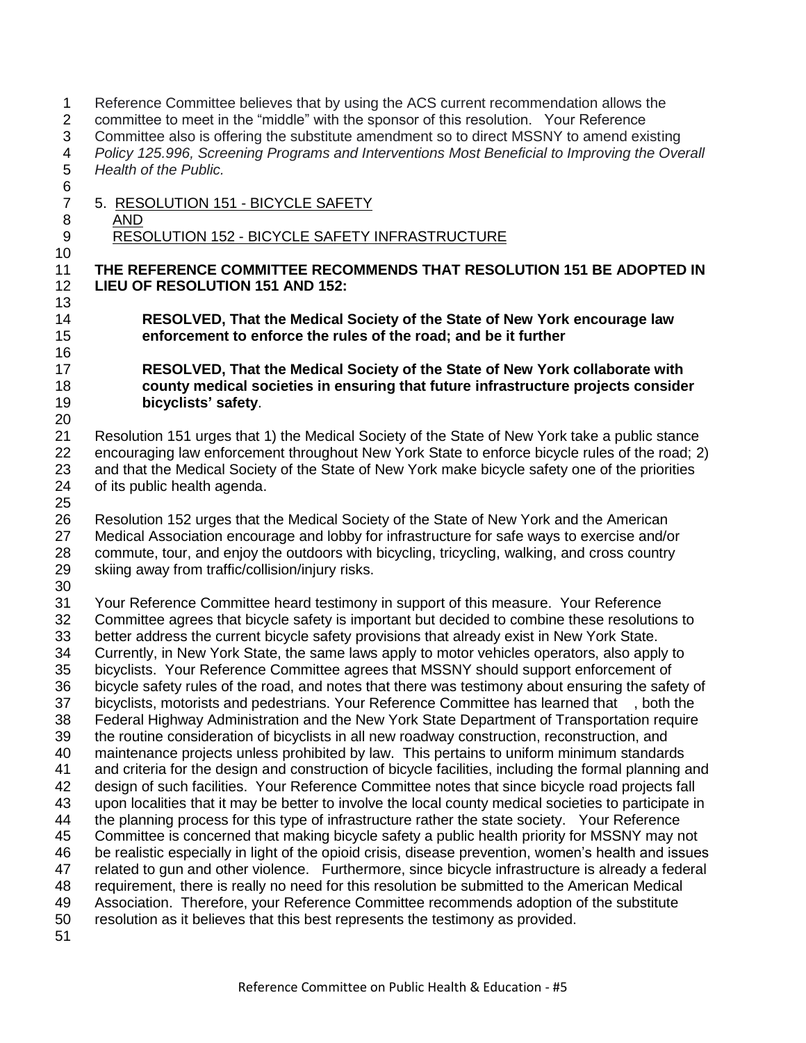Reference Committee believes that by using the ACS current recommendation allows the committee to meet in the "middle" with the sponsor of this resolution. Your Reference Committee also is offering the substitute amendment so to direct MSSNY to amend existing *Policy 125.996, Screening Programs and Interventions Most Beneficial to Improving the Overall Health of the Public.*

5. <u>RESOLUTION 151 - BICYCLE SAFETY</u>
   <u>AND</u>
   <u>RESOLUTION 152 - BICYCLE SAFETY INFRASTRUCTURE</u>

**THE REFERENCE COMMITTEE RECOMMENDS THAT RESOLUTION 151 BE ADOPTED IN LIEU OF RESOLUTION 151 AND 152:**

> **RESOLVED, That the Medical Society of the State of New York encourage law enforcement to enforce the rules of the road; and be it further**
>
> **RESOLVED, That the Medical Society of the State of New York collaborate with county medical societies in ensuring that future infrastructure projects consider bicyclists' safety**.

Resolution 151 urges that 1) the Medical Society of the State of New York take a public stance encouraging law enforcement throughout New York State to enforce bicycle rules of the road; 2) and that the Medical Society of the State of New York make bicycle safety one of the priorities of its public health agenda.

Resolution 152 urges that the Medical Society of the State of New York and the American Medical Association encourage and lobby for infrastructure for safe ways to exercise and/or commute, tour, and enjoy the outdoors with bicycling, tricycling, walking, and cross country skiing away from traffic/collision/injury risks.

Your Reference Committee heard testimony in support of this measure. Your Reference Committee agrees that bicycle safety is important but decided to combine these resolutions to better address the current bicycle safety provisions that already exist in New York State. Currently, in New York State, the same laws apply to motor vehicles operators, also apply to bicyclists. Your Reference Committee agrees that MSSNY should support enforcement of bicycle safety rules of the road, and notes that there was testimony about ensuring the safety of bicyclists, motorists and pedestrians. Your Reference Committee has learned that , both the Federal Highway Administration and the New York State Department of Transportation require the routine consideration of bicyclists in all new roadway construction, reconstruction, and maintenance projects unless prohibited by law. This pertains to uniform minimum standards and criteria for the design and construction of bicycle facilities, including the formal planning and design of such facilities. Your Reference Committee notes that since bicycle road projects fall upon localities that it may be better to involve the local county medical societies to participate in the planning process for this type of infrastructure rather the state society. Your Reference Committee is concerned that making bicycle safety a public health priority for MSSNY may not be realistic especially in light of the opioid crisis, disease prevention, women's health and issues related to gun and other violence. Furthermore, since bicycle infrastructure is already a federal requirement, there is really no need for this resolution be submitted to the American Medical Association. Therefore, your Reference Committee recommends adoption of the substitute resolution as it believes that this best represents the testimony as provided.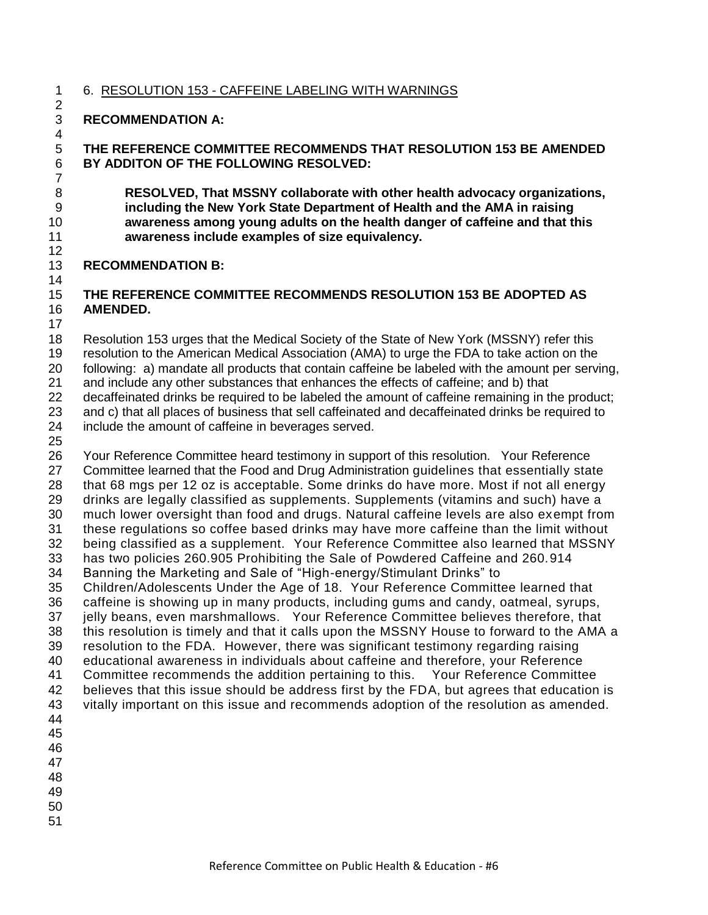6. RESOLUTION 153 - CAFFEINE LABELING WITH WARNINGS

**RECOMMENDATION A:**

**THE REFERENCE COMMITTEE RECOMMENDS THAT RESOLUTION 153 BE AMENDED BY ADDITON OF THE FOLLOWING RESOLVED:**

> **RESOLVED, That MSSNY collaborate with other health advocacy organizations, including the New York State Department of Health and the AMA in raising awareness among young adults on the health danger of caffeine and that this awareness include examples of size equivalency.**

**RECOMMENDATION B:**

**THE REFERENCE COMMITTEE RECOMMENDS RESOLUTION 153 BE ADOPTED AS AMENDED.**

Resolution 153 urges that the Medical Society of the State of New York (MSSNY) refer this resolution to the American Medical Association (AMA) to urge the FDA to take action on the following: a) mandate all products that contain caffeine be labeled with the amount per serving, and include any other substances that enhances the effects of caffeine; and b) that decaffeinated drinks be required to be labeled the amount of caffeine remaining in the product; and c) that all places of business that sell caffeinated and decaffeinated drinks be required to include the amount of caffeine in beverages served.

Your Reference Committee heard testimony in support of this resolution. Your Reference Committee learned that the Food and Drug Administration guidelines that essentially state that 68 mgs per 12 oz is acceptable. Some drinks do have more. Most if not all energy drinks are legally classified as supplements. Supplements (vitamins and such) have a much lower oversight than food and drugs. Natural caffeine levels are also exempt from these regulations so coffee based drinks may have more caffeine than the limit without being classified as a supplement. Your Reference Committee also learned that MSSNY has two policies 260.905 Prohibiting the Sale of Powdered Caffeine and 260.914 Banning the Marketing and Sale of "High-energy/Stimulant Drinks" to Children/Adolescents Under the Age of 18. Your Reference Committee learned that caffeine is showing up in many products, including gums and candy, oatmeal, syrups, jelly beans, even marshmallows. Your Reference Committee believes therefore, that this resolution is timely and that it calls upon the MSSNY House to forward to the AMA a resolution to the FDA. However, there was significant testimony regarding raising educational awareness in individuals about caffeine and therefore, your Reference Committee recommends the addition pertaining to this. Your Reference Committee believes that this issue should be address first by the FDA, but agrees that education is vitally important on this issue and recommends adoption of the resolution as amended.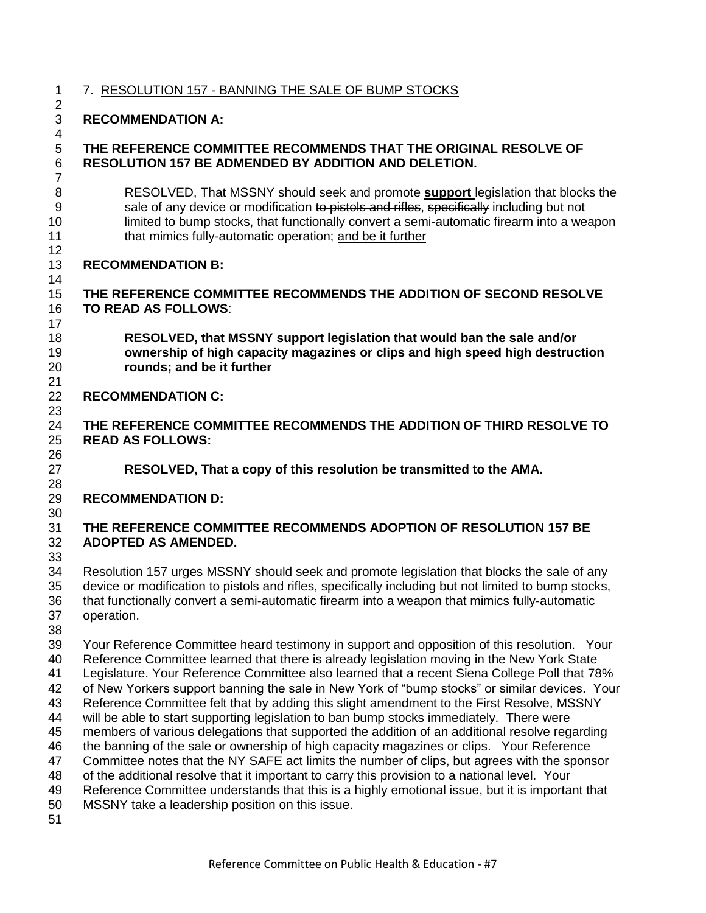7. <u>RESOLUTION 157 - BANNING THE SALE OF BUMP STOCKS</u>

**RECOMMENDATION A:**

**THE REFERENCE COMMITTEE RECOMMENDS THAT THE ORIGINAL RESOLVE OF RESOLUTION 157 BE ADMENDED BY ADDITION AND DELETION.**

> RESOLVED, That MSSNY ~~should seek and promote~~ **<u>support</u>** legislation that blocks the sale of any device or modification ~~to pistols and rifles~~, ~~specifically~~ including but not limited to bump stocks, that functionally convert a ~~semi-automatic~~ firearm into a weapon that mimics fully-automatic operation; <u>and be it further</u>

**RECOMMENDATION B:**

**THE REFERENCE COMMITTEE RECOMMENDS THE ADDITION OF SECOND RESOLVE TO READ AS FOLLOWS**:

> **RESOLVED, that MSSNY support legislation that would ban the sale and/or ownership of high capacity magazines or clips and high speed high destruction rounds; and be it further**

**RECOMMENDATION C:**

**THE REFERENCE COMMITTEE RECOMMENDS THE ADDITION OF THIRD RESOLVE TO READ AS FOLLOWS:**

> **RESOLVED, That a copy of this resolution be transmitted to the AMA.**

**RECOMMENDATION D:**

**THE REFERENCE COMMITTEE RECOMMENDS ADOPTION OF RESOLUTION 157 BE ADOPTED AS AMENDED.**

Resolution 157 urges MSSNY should seek and promote legislation that blocks the sale of any device or modification to pistols and rifles, specifically including but not limited to bump stocks, that functionally convert a semi-automatic firearm into a weapon that mimics fully-automatic operation.

Your Reference Committee heard testimony in support and opposition of this resolution. Your Reference Committee learned that there is already legislation moving in the New York State Legislature. Your Reference Committee also learned that a recent Siena College Poll that 78% of New Yorkers support banning the sale in New York of "bump stocks" or similar devices. Your Reference Committee felt that by adding this slight amendment to the First Resolve, MSSNY will be able to start supporting legislation to ban bump stocks immediately. There were members of various delegations that supported the addition of an additional resolve regarding the banning of the sale or ownership of high capacity magazines or clips. Your Reference Committee notes that the NY SAFE act limits the number of clips, but agrees with the sponsor of the additional resolve that it important to carry this provision to a national level. Your Reference Committee understands that this is a highly emotional issue, but it is important that MSSNY take a leadership position on this issue.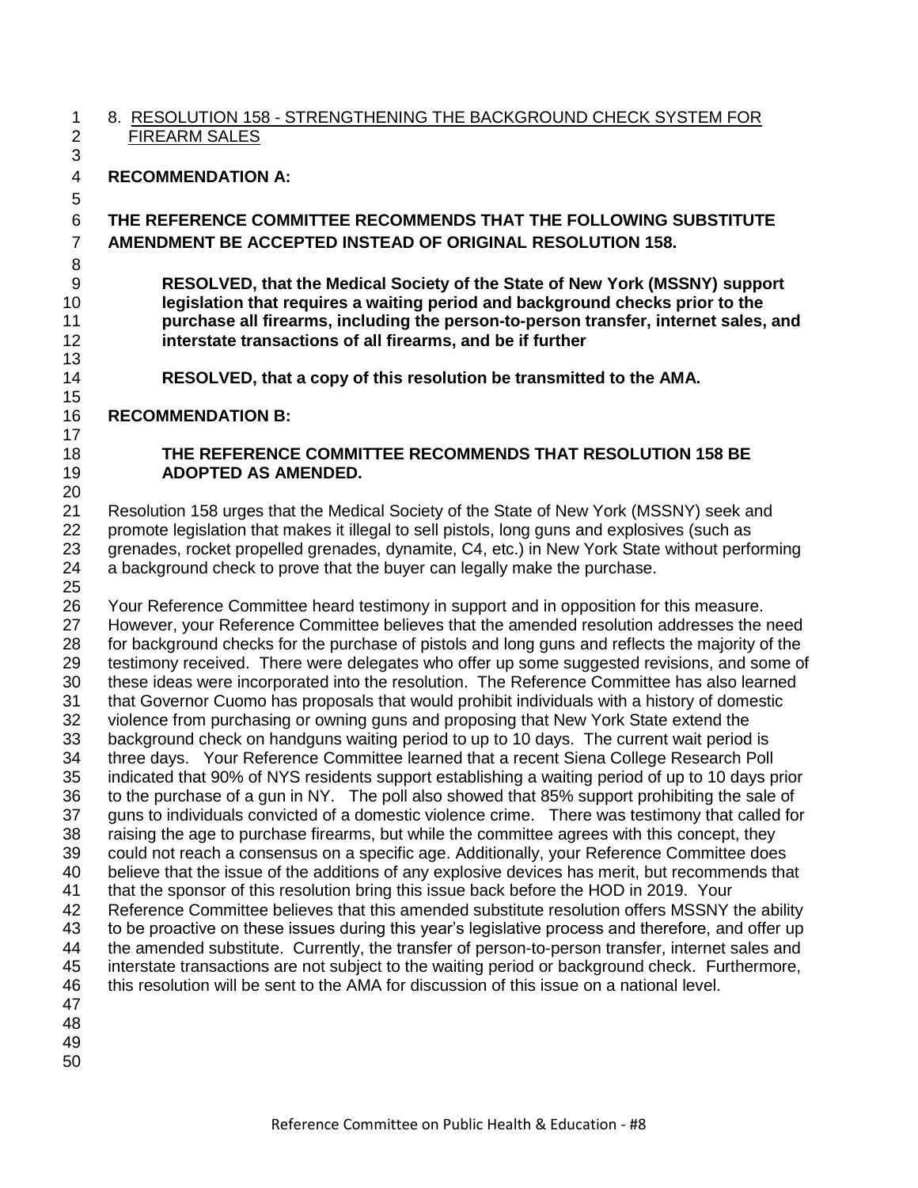8. <u>RESOLUTION 158 - STRENGTHENING THE BACKGROUND CHECK SYSTEM FOR FIREARM SALES</u>

**RECOMMENDATION A:**

**THE REFERENCE COMMITTEE RECOMMENDS THAT THE FOLLOWING SUBSTITUTE AMENDMENT BE ACCEPTED INSTEAD OF ORIGINAL RESOLUTION 158.**

> **RESOLVED, that the Medical Society of the State of New York (MSSNY) support legislation that requires a waiting period and background checks prior to the purchase all firearms, including the person-to-person transfer, internet sales, and interstate transactions of all firearms, and be if further**
>
> **RESOLVED, that a copy of this resolution be transmitted to the AMA.**

**RECOMMENDATION B:**

> **THE REFERENCE COMMITTEE RECOMMENDS THAT RESOLUTION 158 BE ADOPTED AS AMENDED.**

Resolution 158 urges that the Medical Society of the State of New York (MSSNY) seek and promote legislation that makes it illegal to sell pistols, long guns and explosives (such as grenades, rocket propelled grenades, dynamite, C4, etc.) in New York State without performing a background check to prove that the buyer can legally make the purchase.

Your Reference Committee heard testimony in support and in opposition for this measure. However, your Reference Committee believes that the amended resolution addresses the need for background checks for the purchase of pistols and long guns and reflects the majority of the testimony received. There were delegates who offer up some suggested revisions, and some of these ideas were incorporated into the resolution. The Reference Committee has also learned that Governor Cuomo has proposals that would prohibit individuals with a history of domestic violence from purchasing or owning guns and proposing that New York State extend the background check on handguns waiting period to up to 10 days. The current wait period is three days. Your Reference Committee learned that a recent Siena College Research Poll indicated that 90% of NYS residents support establishing a waiting period of up to 10 days prior to the purchase of a gun in NY. The poll also showed that 85% support prohibiting the sale of guns to individuals convicted of a domestic violence crime. There was testimony that called for raising the age to purchase firearms, but while the committee agrees with this concept, they could not reach a consensus on a specific age. Additionally, your Reference Committee does believe that the issue of the additions of any explosive devices has merit, but recommends that that the sponsor of this resolution bring this issue back before the HOD in 2019. Your Reference Committee believes that this amended substitute resolution offers MSSNY the ability to be proactive on these issues during this year's legislative process and therefore, and offer up the amended substitute. Currently, the transfer of person-to-person transfer, internet sales and interstate transactions are not subject to the waiting period or background check. Furthermore, this resolution will be sent to the AMA for discussion of this issue on a national level.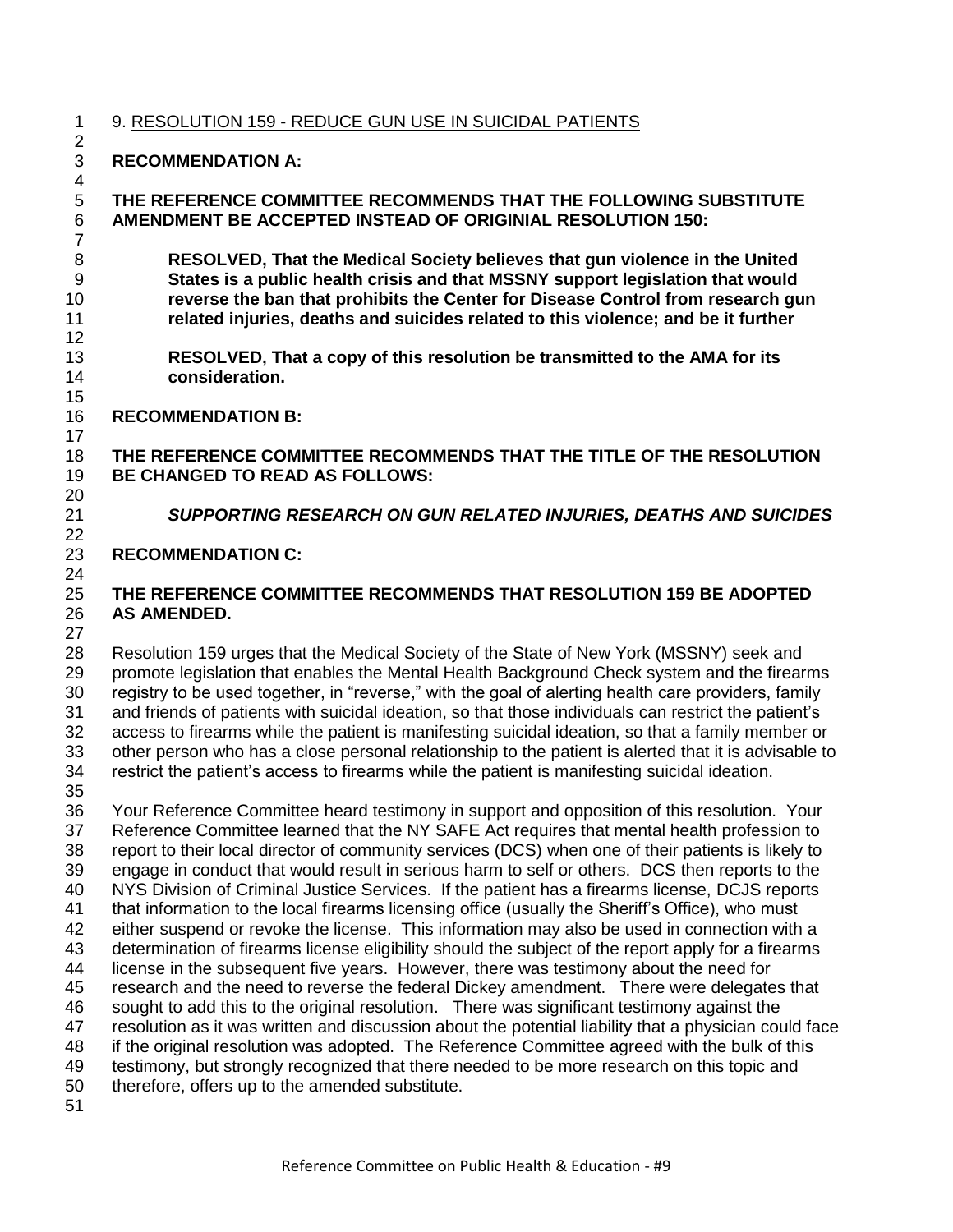9. <u>RESOLUTION 159 - REDUCE GUN USE IN SUICIDAL PATIENTS</u>

**RECOMMENDATION A:**

**THE REFERENCE COMMITTEE RECOMMENDS THAT THE FOLLOWING SUBSTITUTE AMENDMENT BE ACCEPTED INSTEAD OF ORIGINIAL RESOLUTION 150:**

> **RESOLVED, That the Medical Society believes that gun violence in the United States is a public health crisis and that MSSNY support legislation that would reverse the ban that prohibits the Center for Disease Control from research gun related injuries, deaths and suicides related to this violence; and be it further**
>
> **RESOLVED, That a copy of this resolution be transmitted to the AMA for its consideration.**

**RECOMMENDATION B:**

**THE REFERENCE COMMITTEE RECOMMENDS THAT THE TITLE OF THE RESOLUTION BE CHANGED TO READ AS FOLLOWS:**

> ***SUPPORTING RESEARCH ON GUN RELATED INJURIES, DEATHS AND SUICIDES***

**RECOMMENDATION C:**

**THE REFERENCE COMMITTEE RECOMMENDS THAT RESOLUTION 159 BE ADOPTED AS AMENDED.**

Resolution 159 urges that the Medical Society of the State of New York (MSSNY) seek and promote legislation that enables the Mental Health Background Check system and the firearms registry to be used together, in "reverse," with the goal of alerting health care providers, family and friends of patients with suicidal ideation, so that those individuals can restrict the patient's access to firearms while the patient is manifesting suicidal ideation, so that a family member or other person who has a close personal relationship to the patient is alerted that it is advisable to restrict the patient's access to firearms while the patient is manifesting suicidal ideation.

Your Reference Committee heard testimony in support and opposition of this resolution. Your Reference Committee learned that the NY SAFE Act requires that mental health profession to report to their local director of community services (DCS) when one of their patients is likely to engage in conduct that would result in serious harm to self or others. DCS then reports to the NYS Division of Criminal Justice Services. If the patient has a firearms license, DCJS reports that information to the local firearms licensing office (usually the Sheriff's Office), who must either suspend or revoke the license. This information may also be used in connection with a determination of firearms license eligibility should the subject of the report apply for a firearms license in the subsequent five years. However, there was testimony about the need for research and the need to reverse the federal Dickey amendment. There were delegates that sought to add this to the original resolution. There was significant testimony against the resolution as it was written and discussion about the potential liability that a physician could face if the original resolution was adopted. The Reference Committee agreed with the bulk of this testimony, but strongly recognized that there needed to be more research on this topic and therefore, offers up to the amended substitute.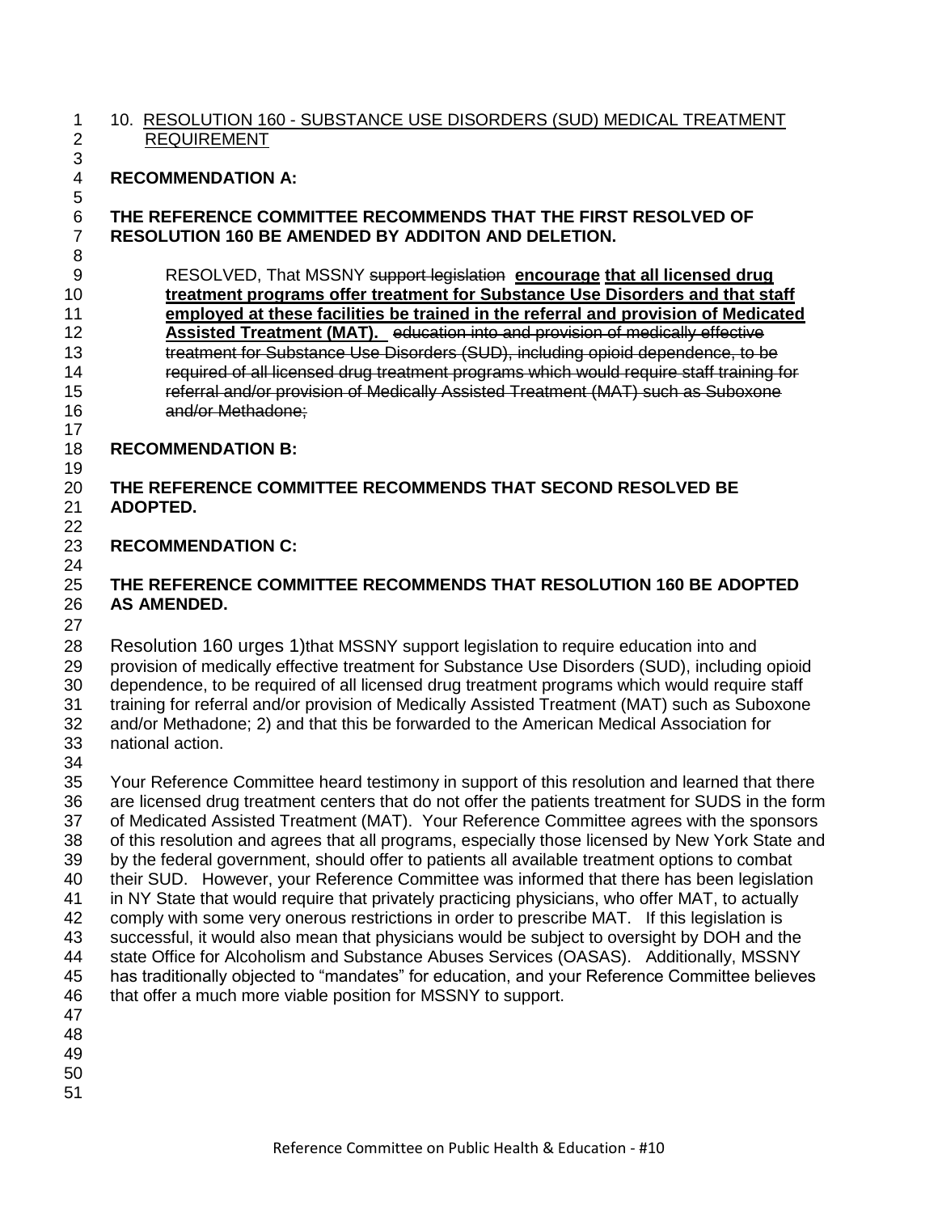10. <u>RESOLUTION 160 - SUBSTANCE USE DISORDERS (SUD) MEDICAL TREATMENT REQUIREMENT</u>

**RECOMMENDATION A:**

**THE REFERENCE COMMITTEE RECOMMENDS THAT THE FIRST RESOLVED OF RESOLUTION 160 BE AMENDED BY ADDITON AND DELETION.**

> RESOLVED, That MSSNY ~~support legislation~~ **<u>encourage</u> <u>that all licensed drug treatment programs offer treatment for Substance Use Disorders and that staff employed at these facilities be trained in the referral and provision of Medicated Assisted Treatment (MAT).</u>** ~~education into and provision of medically effective treatment for Substance Use Disorders (SUD), including opioid dependence, to be required of all licensed drug treatment programs which would require staff training for referral and/or provision of Medically Assisted Treatment (MAT) such as Suboxone and/or Methadone;~~

**RECOMMENDATION B:**

**THE REFERENCE COMMITTEE RECOMMENDS THAT SECOND RESOLVED BE ADOPTED.**

**RECOMMENDATION C:**

**THE REFERENCE COMMITTEE RECOMMENDS THAT RESOLUTION 160 BE ADOPTED AS AMENDED.**

Resolution 160 urges 1)that MSSNY support legislation to require education into and provision of medically effective treatment for Substance Use Disorders (SUD), including opioid dependence, to be required of all licensed drug treatment programs which would require staff training for referral and/or provision of Medically Assisted Treatment (MAT) such as Suboxone and/or Methadone; 2) and that this be forwarded to the American Medical Association for national action.

Your Reference Committee heard testimony in support of this resolution and learned that there are licensed drug treatment centers that do not offer the patients treatment for SUDS in the form of Medicated Assisted Treatment (MAT). Your Reference Committee agrees with the sponsors of this resolution and agrees that all programs, especially those licensed by New York State and by the federal government, should offer to patients all available treatment options to combat their SUD. However, your Reference Committee was informed that there has been legislation in NY State that would require that privately practicing physicians, who offer MAT, to actually comply with some very onerous restrictions in order to prescribe MAT. If this legislation is successful, it would also mean that physicians would be subject to oversight by DOH and the state Office for Alcoholism and Substance Abuses Services (OASAS). Additionally, MSSNY has traditionally objected to "mandates" for education, and your Reference Committee believes that offer a much more viable position for MSSNY to support.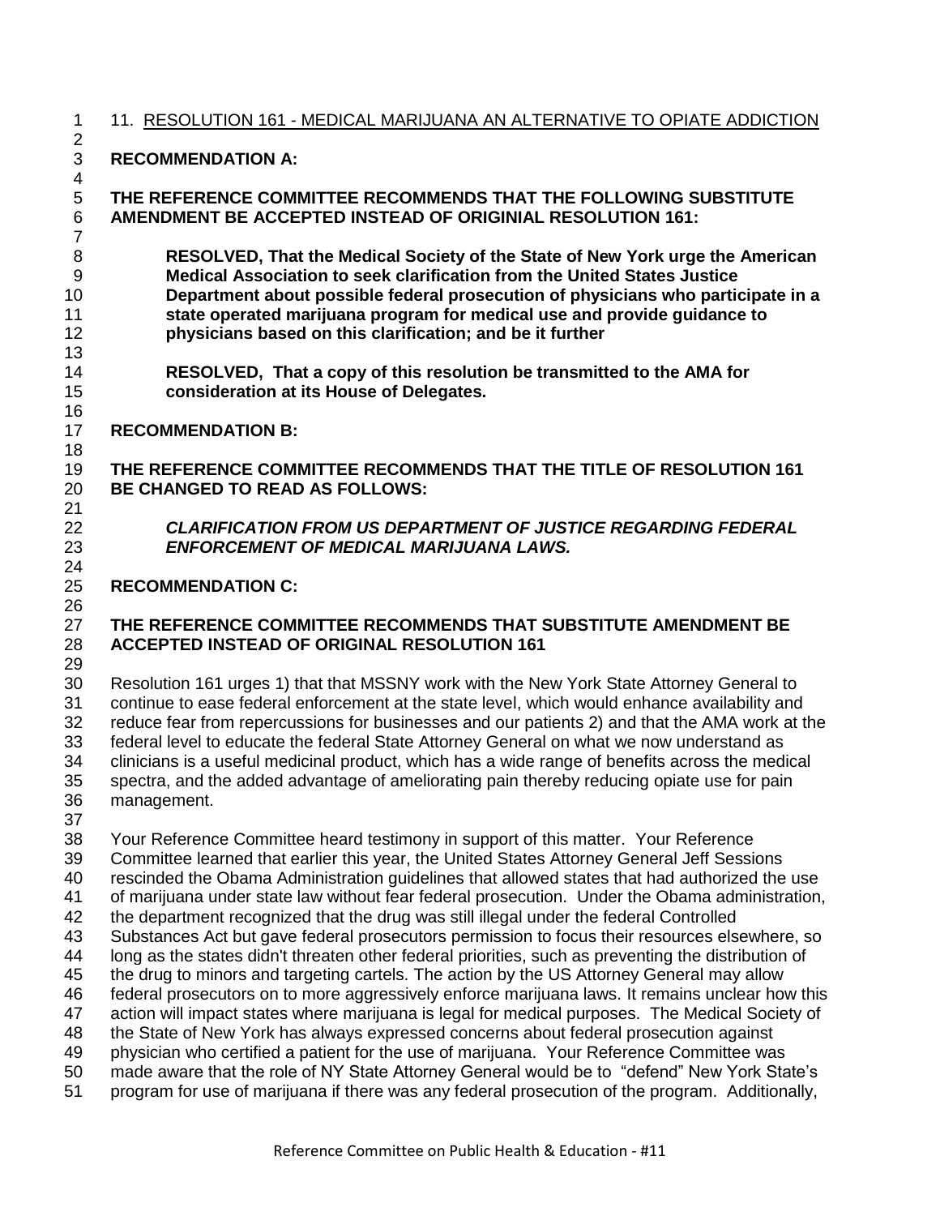11. RESOLUTION 161 - MEDICAL MARIJUANA AN ALTERNATIVE TO OPIATE ADDICTION

**RECOMMENDATION A:**

**THE REFERENCE COMMITTEE RECOMMENDS THAT THE FOLLOWING SUBSTITUTE AMENDMENT BE ACCEPTED INSTEAD OF ORIGINIAL RESOLUTION 161:**

> **RESOLVED, That the Medical Society of the State of New York urge the American Medical Association to seek clarification from the United States Justice Department about possible federal prosecution of physicians who participate in a state operated marijuana program for medical use and provide guidance to physicians based on this clarification; and be it further**
>
> **RESOLVED, That a copy of this resolution be transmitted to the AMA for consideration at its House of Delegates.**

**RECOMMENDATION B:**

**THE REFERENCE COMMITTEE RECOMMENDS THAT THE TITLE OF RESOLUTION 161 BE CHANGED TO READ AS FOLLOWS:**

> ***CLARIFICATION FROM US DEPARTMENT OF JUSTICE REGARDING FEDERAL ENFORCEMENT OF MEDICAL MARIJUANA LAWS.***

**RECOMMENDATION C:**

**THE REFERENCE COMMITTEE RECOMMENDS THAT SUBSTITUTE AMENDMENT BE ACCEPTED INSTEAD OF ORIGINAL RESOLUTION 161**

Resolution 161 urges 1) that that MSSNY work with the New York State Attorney General to continue to ease federal enforcement at the state level, which would enhance availability and reduce fear from repercussions for businesses and our patients 2) and that the AMA work at the federal level to educate the federal State Attorney General on what we now understand as clinicians is a useful medicinal product, which has a wide range of benefits across the medical spectra, and the added advantage of ameliorating pain thereby reducing opiate use for pain management.

Your Reference Committee heard testimony in support of this matter. Your Reference Committee learned that earlier this year, the United States Attorney General Jeff Sessions rescinded the Obama Administration guidelines that allowed states that had authorized the use of marijuana under state law without fear federal prosecution. Under the Obama administration, the department recognized that the drug was still illegal under the federal Controlled Substances Act but gave federal prosecutors permission to focus their resources elsewhere, so long as the states didn't threaten other federal priorities, such as preventing the distribution of the drug to minors and targeting cartels. The action by the US Attorney General may allow federal prosecutors on to more aggressively enforce marijuana laws. It remains unclear how this action will impact states where marijuana is legal for medical purposes. The Medical Society of the State of New York has always expressed concerns about federal prosecution against physician who certified a patient for the use of marijuana. Your Reference Committee was made aware that the role of NY State Attorney General would be to "defend" New York State's program for use of marijuana if there was any federal prosecution of the program. Additionally,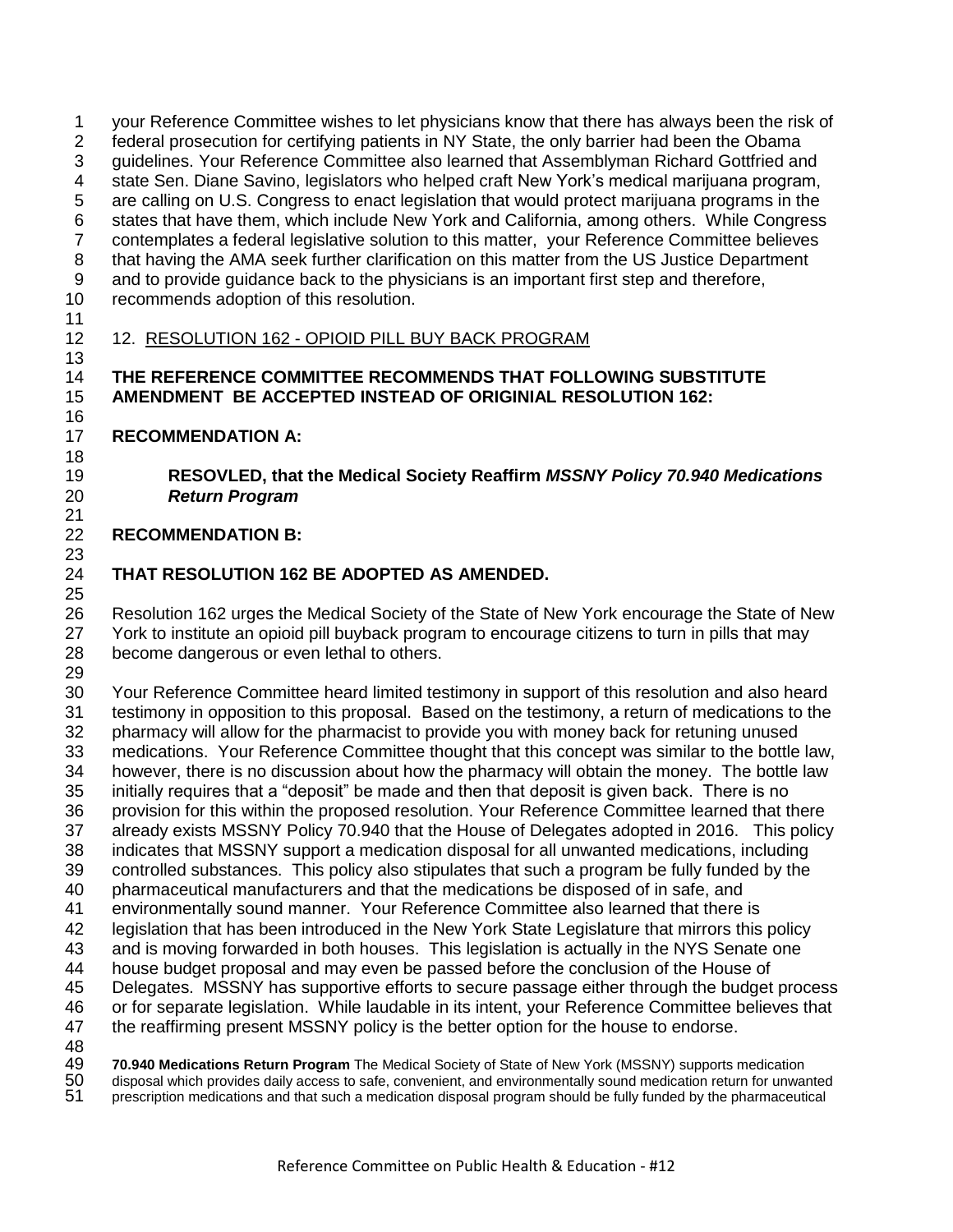your Reference Committee wishes to let physicians know that there has always been the risk of federal prosecution for certifying patients in NY State, the only barrier had been the Obama guidelines. Your Reference Committee also learned that Assemblyman Richard Gottfried and state Sen. Diane Savino, legislators who helped craft New York's medical marijuana program, are calling on U.S. Congress to enact legislation that would protect marijuana programs in the states that have them, which include New York and California, among others. While Congress contemplates a federal legislative solution to this matter, your Reference Committee believes that having the AMA seek further clarification on this matter from the US Justice Department and to provide guidance back to the physicians is an important first step and therefore, recommends adoption of this resolution.

12. RESOLUTION 162 - OPIOID PILL BUY BACK PROGRAM

**THE REFERENCE COMMITTEE RECOMMENDS THAT FOLLOWING SUBSTITUTE AMENDMENT BE ACCEPTED INSTEAD OF ORIGINIAL RESOLUTION 162:**

**RECOMMENDATION A:**

> **RESOVLED, that the Medical Society Reaffirm *MSSNY Policy 70.940 Medications Return Program***

**RECOMMENDATION B:**

**THAT RESOLUTION 162 BE ADOPTED AS AMENDED.**

Resolution 162 urges the Medical Society of the State of New York encourage the State of New York to institute an opioid pill buyback program to encourage citizens to turn in pills that may become dangerous or even lethal to others.

Your Reference Committee heard limited testimony in support of this resolution and also heard testimony in opposition to this proposal. Based on the testimony, a return of medications to the pharmacy will allow for the pharmacist to provide you with money back for retuning unused medications. Your Reference Committee thought that this concept was similar to the bottle law, however, there is no discussion about how the pharmacy will obtain the money. The bottle law initially requires that a "deposit" be made and then that deposit is given back. There is no provision for this within the proposed resolution. Your Reference Committee learned that there already exists MSSNY Policy 70.940 that the House of Delegates adopted in 2016. This policy indicates that MSSNY support a medication disposal for all unwanted medications, including controlled substances. This policy also stipulates that such a program be fully funded by the pharmaceutical manufacturers and that the medications be disposed of in safe, and environmentally sound manner. Your Reference Committee also learned that there is legislation that has been introduced in the New York State Legislature that mirrors this policy and is moving forwarded in both houses. This legislation is actually in the NYS Senate one house budget proposal and may even be passed before the conclusion of the House of Delegates. MSSNY has supportive efforts to secure passage either through the budget process or for separate legislation. While laudable in its intent, your Reference Committee believes that the reaffirming present MSSNY policy is the better option for the house to endorse.

**70.940 Medications Return Program** The Medical Society of State of New York (MSSNY) supports medication disposal which provides daily access to safe, convenient, and environmentally sound medication return for unwanted prescription medications and that such a medication disposal program should be fully funded by the pharmaceutical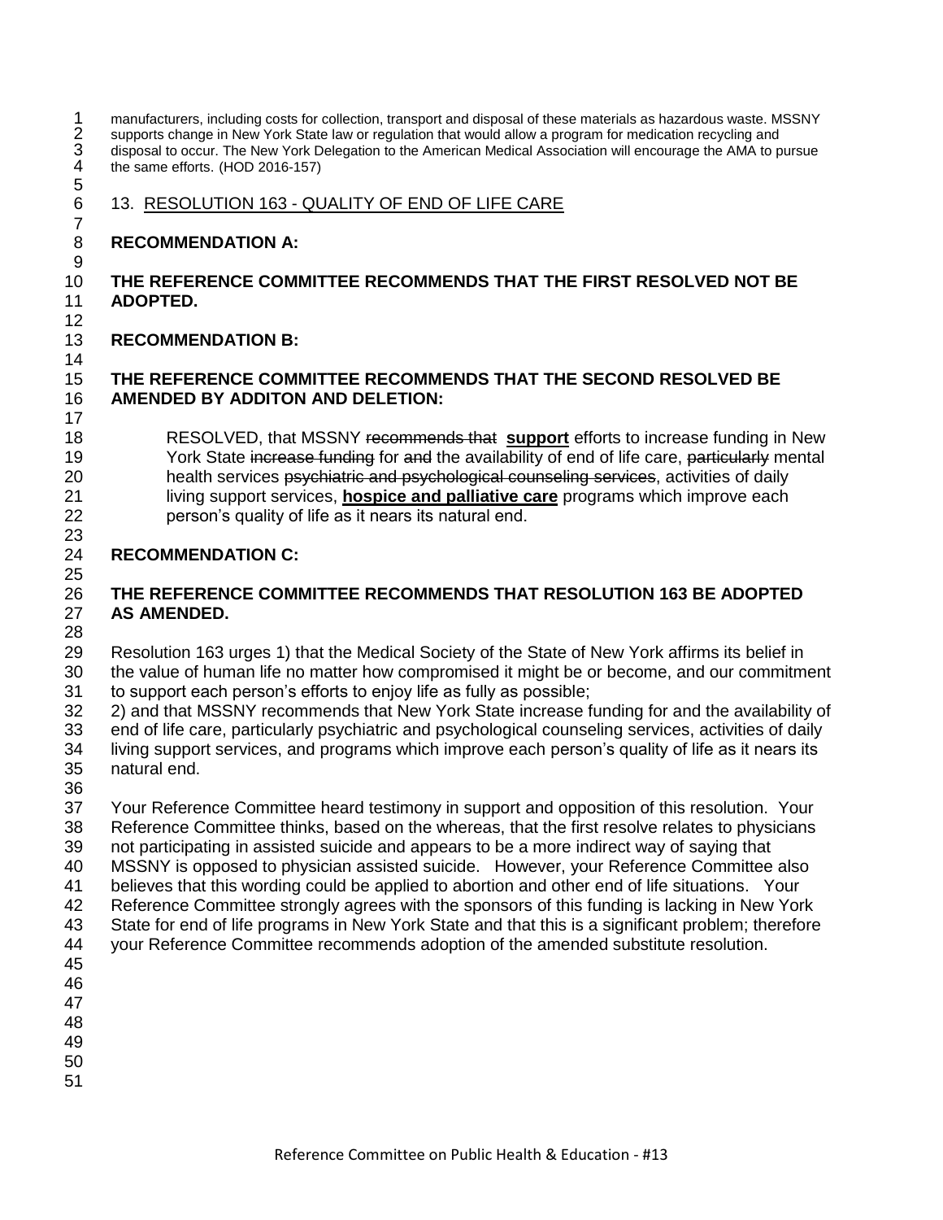manufacturers, including costs for collection, transport and disposal of these materials as hazardous waste. MSSNY supports change in New York State law or regulation that would allow a program for medication recycling and disposal to occur. The New York Delegation to the American Medical Association will encourage the AMA to pursue the same efforts. (HOD 2016-157)

13. RESOLUTION 163 - QUALITY OF END OF LIFE CARE

**RECOMMENDATION A:**

**THE REFERENCE COMMITTEE RECOMMENDS THAT THE FIRST RESOLVED NOT BE ADOPTED.**

**RECOMMENDATION B:**

**THE REFERENCE COMMITTEE RECOMMENDS THAT THE SECOND RESOLVED BE AMENDED BY ADDITON AND DELETION:**

> RESOLVED, that MSSNY ~~recommends that~~ **support** efforts to increase funding in New York State ~~increase funding~~ for ~~and~~ the availability of end of life care, ~~particularly~~ mental health services ~~psychiatric and psychological counseling services~~, activities of daily living support services, **hospice and palliative care** programs which improve each person's quality of life as it nears its natural end.

**RECOMMENDATION C:**

**THE REFERENCE COMMITTEE RECOMMENDS THAT RESOLUTION 163 BE ADOPTED AS AMENDED.**

Resolution 163 urges 1) that the Medical Society of the State of New York affirms its belief in the value of human life no matter how compromised it might be or become, and our commitment to support each person's efforts to enjoy life as fully as possible;
2) and that MSSNY recommends that New York State increase funding for and the availability of end of life care, particularly psychiatric and psychological counseling services, activities of daily living support services, and programs which improve each person's quality of life as it nears its natural end.

Your Reference Committee heard testimony in support and opposition of this resolution. Your Reference Committee thinks, based on the whereas, that the first resolve relates to physicians not participating in assisted suicide and appears to be a more indirect way of saying that MSSNY is opposed to physician assisted suicide. However, your Reference Committee also believes that this wording could be applied to abortion and other end of life situations. Your Reference Committee strongly agrees with the sponsors of this funding is lacking in New York State for end of life programs in New York State and that this is a significant problem; therefore your Reference Committee recommends adoption of the amended substitute resolution.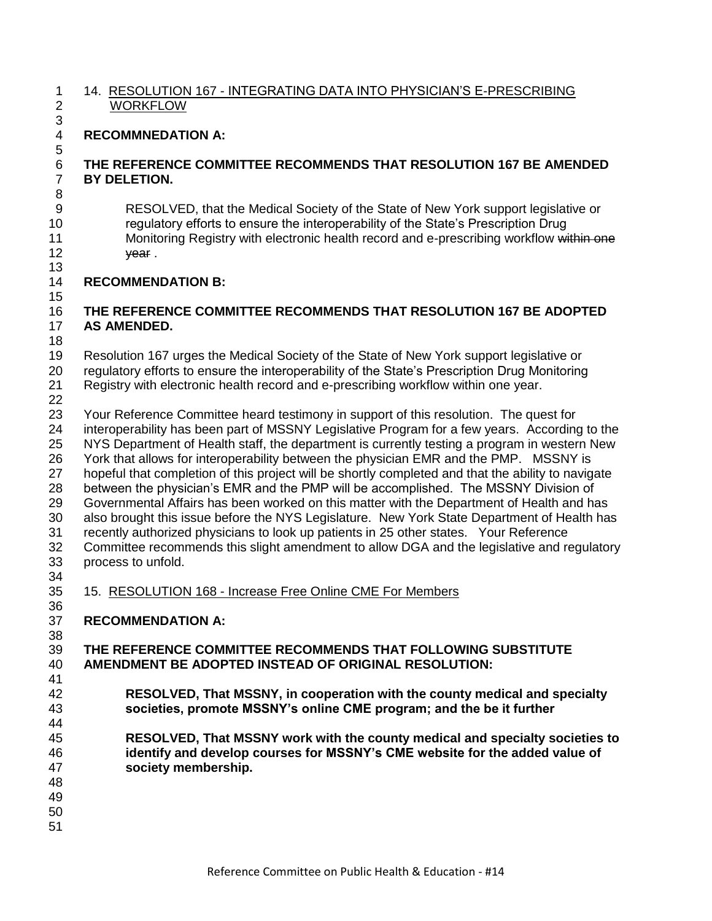14. <u>RESOLUTION 167 - INTEGRATING DATA INTO PHYSICIAN'S E-PRESCRIBING WORKFLOW</u>

**RECOMMNEDATION A:**

**THE REFERENCE COMMITTEE RECOMMENDS THAT RESOLUTION 167 BE AMENDED BY DELETION.**

> RESOLVED, that the Medical Society of the State of New York support legislative or regulatory efforts to ensure the interoperability of the State's Prescription Drug Monitoring Registry with electronic health record and e-prescribing workflow ~~within one year~~ .

**RECOMMENDATION B:**

**THE REFERENCE COMMITTEE RECOMMENDS THAT RESOLUTION 167 BE ADOPTED AS AMENDED.**

Resolution 167 urges the Medical Society of the State of New York support legislative or regulatory efforts to ensure the interoperability of the State's Prescription Drug Monitoring Registry with electronic health record and e-prescribing workflow within one year.

Your Reference Committee heard testimony in support of this resolution. The quest for interoperability has been part of MSSNY Legislative Program for a few years. According to the NYS Department of Health staff, the department is currently testing a program in western New York that allows for interoperability between the physician EMR and the PMP. MSSNY is hopeful that completion of this project will be shortly completed and that the ability to navigate between the physician's EMR and the PMP will be accomplished. The MSSNY Division of Governmental Affairs has been worked on this matter with the Department of Health and has also brought this issue before the NYS Legislature. New York State Department of Health has recently authorized physicians to look up patients in 25 other states. Your Reference Committee recommends this slight amendment to allow DGA and the legislative and regulatory process to unfold.

15. <u>RESOLUTION 168 - Increase Free Online CME For Members</u>

**RECOMMENDATION A:**

**THE REFERENCE COMMITTEE RECOMMENDS THAT FOLLOWING SUBSTITUTE AMENDMENT BE ADOPTED INSTEAD OF ORIGINAL RESOLUTION:**

> **RESOLVED, That MSSNY, in cooperation with the county medical and specialty societies, promote MSSNY's online CME program; and the be it further**
>
> **RESOLVED, That MSSNY work with the county medical and specialty societies to identify and develop courses for MSSNY's CME website for the added value of society membership.**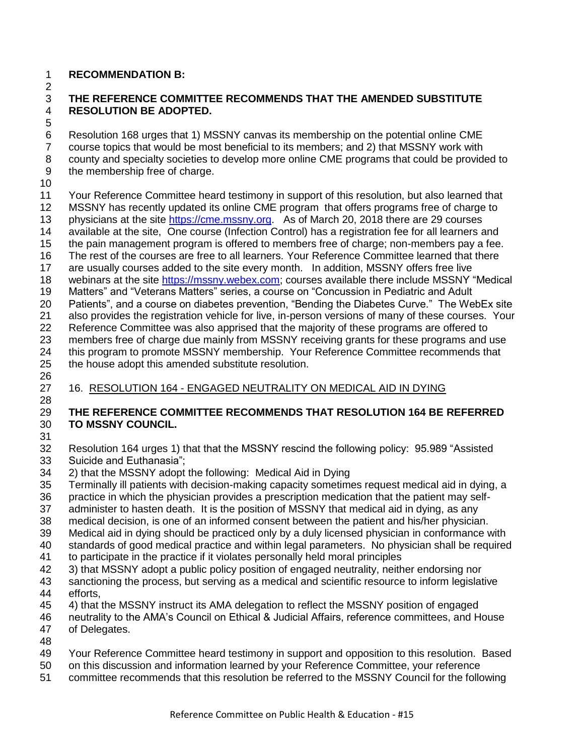**RECOMMENDATION B:**

**THE REFERENCE COMMITTEE RECOMMENDS THAT THE AMENDED SUBSTITUTE RESOLUTION BE ADOPTED.**

Resolution 168 urges that 1) MSSNY canvas its membership on the potential online CME course topics that would be most beneficial to its members; and 2) that MSSNY work with county and specialty societies to develop more online CME programs that could be provided to the membership free of charge.

Your Reference Committee heard testimony in support of this resolution, but also learned that MSSNY has recently updated its online CME program that offers programs free of charge to physicians at the site https://cme.mssny.org. As of March 20, 2018 there are 29 courses available at the site, One course (Infection Control) has a registration fee for all learners and the pain management program is offered to members free of charge; non-members pay a fee. The rest of the courses are free to all learners. Your Reference Committee learned that there are usually courses added to the site every month. In addition, MSSNY offers free live webinars at the site https://mssny.webex.com; courses available there include MSSNY "Medical Matters" and "Veterans Matters" series, a course on "Concussion in Pediatric and Adult Patients", and a course on diabetes prevention, "Bending the Diabetes Curve." The WebEx site also provides the registration vehicle for live, in-person versions of many of these courses. Your Reference Committee was also apprised that the majority of these programs are offered to members free of charge due mainly from MSSNY receiving grants for these programs and use this program to promote MSSNY membership. Your Reference Committee recommends that the house adopt this amended substitute resolution.

16. <u>RESOLUTION 164 - ENGAGED NEUTRALITY ON MEDICAL AID IN DYING</u>

**THE REFERENCE COMMITTEE RECOMMENDS THAT RESOLUTION 164 BE REFERRED TO MSSNY COUNCIL.**

Resolution 164 urges 1) that that the MSSNY rescind the following policy: 95.989 "Assisted Suicide and Euthanasia";
2) that the MSSNY adopt the following: Medical Aid in Dying
Terminally ill patients with decision-making capacity sometimes request medical aid in dying, a practice in which the physician provides a prescription medication that the patient may self-administer to hasten death. It is the position of MSSNY that medical aid in dying, as any medical decision, is one of an informed consent between the patient and his/her physician. Medical aid in dying should be practiced only by a duly licensed physician in conformance with standards of good medical practice and within legal parameters. No physician shall be required to participate in the practice if it violates personally held moral principles
3) that MSSNY adopt a public policy position of engaged neutrality, neither endorsing nor sanctioning the process, but serving as a medical and scientific resource to inform legislative efforts,
4) that the MSSNY instruct its AMA delegation to reflect the MSSNY position of engaged neutrality to the AMA's Council on Ethical & Judicial Affairs, reference committees, and House of Delegates.

Your Reference Committee heard testimony in support and opposition to this resolution. Based on this discussion and information learned by your Reference Committee, your reference committee recommends that this resolution be referred to the MSSNY Council for the following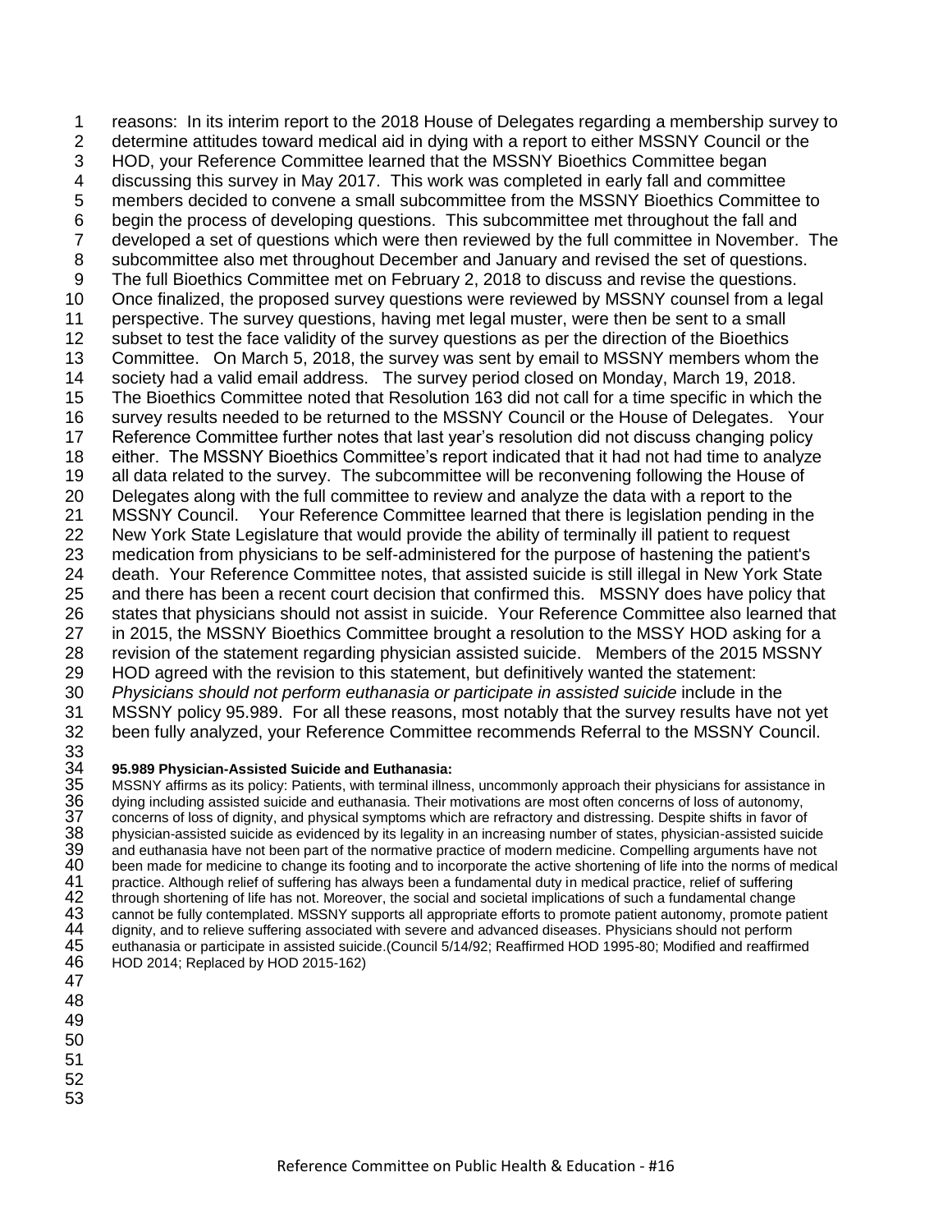reasons: In its interim report to the 2018 House of Delegates regarding a membership survey to determine attitudes toward medical aid in dying with a report to either MSSNY Council or the HOD, your Reference Committee learned that the MSSNY Bioethics Committee began discussing this survey in May 2017. This work was completed in early fall and committee members decided to convene a small subcommittee from the MSSNY Bioethics Committee to begin the process of developing questions. This subcommittee met throughout the fall and developed a set of questions which were then reviewed by the full committee in November. The subcommittee also met throughout December and January and revised the set of questions. The full Bioethics Committee met on February 2, 2018 to discuss and revise the questions. Once finalized, the proposed survey questions were reviewed by MSSNY counsel from a legal perspective. The survey questions, having met legal muster, were then be sent to a small subset to test the face validity of the survey questions as per the direction of the Bioethics Committee. On March 5, 2018, the survey was sent by email to MSSNY members whom the society had a valid email address. The survey period closed on Monday, March 19, 2018. The Bioethics Committee noted that Resolution 163 did not call for a time specific in which the survey results needed to be returned to the MSSNY Council or the House of Delegates. Your Reference Committee further notes that last year's resolution did not discuss changing policy either. The MSSNY Bioethics Committee's report indicated that it had not had time to analyze all data related to the survey. The subcommittee will be reconvening following the House of Delegates along with the full committee to review and analyze the data with a report to the MSSNY Council. Your Reference Committee learned that there is legislation pending in the New York State Legislature that would provide the ability of terminally ill patient to request medication from physicians to be self-administered for the purpose of hastening the patient's death. Your Reference Committee notes, that assisted suicide is still illegal in New York State and there has been a recent court decision that confirmed this. MSSNY does have policy that states that physicians should not assist in suicide. Your Reference Committee also learned that in 2015, the MSSNY Bioethics Committee brought a resolution to the MSSY HOD asking for a revision of the statement regarding physician assisted suicide. Members of the 2015 MSSNY HOD agreed with the revision to this statement, but definitively wanted the statement: *Physicians should not perform euthanasia or participate in assisted suicide* include in the MSSNY policy 95.989. For all these reasons, most notably that the survey results have not yet been fully analyzed, your Reference Committee recommends Referral to the MSSNY Council.

**95.989 Physician-Assisted Suicide and Euthanasia:**
MSSNY affirms as its policy: Patients, with terminal illness, uncommonly approach their physicians for assistance in dying including assisted suicide and euthanasia. Their motivations are most often concerns of loss of autonomy, concerns of loss of dignity, and physical symptoms which are refractory and distressing. Despite shifts in favor of physician-assisted suicide as evidenced by its legality in an increasing number of states, physician-assisted suicide and euthanasia have not been part of the normative practice of modern medicine. Compelling arguments have not been made for medicine to change its footing and to incorporate the active shortening of life into the norms of medical practice. Although relief of suffering has always been a fundamental duty in medical practice, relief of suffering through shortening of life has not. Moreover, the social and societal implications of such a fundamental change cannot be fully contemplated. MSSNY supports all appropriate efforts to promote patient autonomy, promote patient dignity, and to relieve suffering associated with severe and advanced diseases. Physicians should not perform euthanasia or participate in assisted suicide.(Council 5/14/92; Reaffirmed HOD 1995-80; Modified and reaffirmed HOD 2014; Replaced by HOD 2015-162)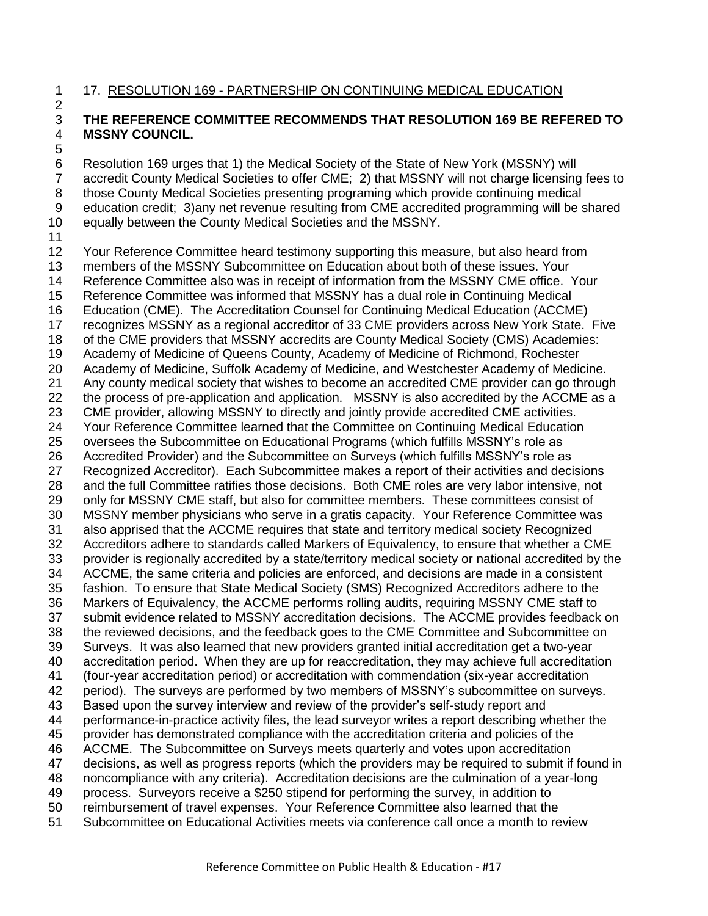17. RESOLUTION 169 - PARTNERSHIP ON CONTINUING MEDICAL EDUCATION

**THE REFERENCE COMMITTEE RECOMMENDS THAT RESOLUTION 169 BE REFERED TO MSSNY COUNCIL.**

Resolution 169 urges that 1) the Medical Society of the State of New York (MSSNY) will accredit County Medical Societies to offer CME; 2) that MSSNY will not charge licensing fees to those County Medical Societies presenting programing which provide continuing medical education credit; 3)any net revenue resulting from CME accredited programming will be shared equally between the County Medical Societies and the MSSNY.

Your Reference Committee heard testimony supporting this measure, but also heard from members of the MSSNY Subcommittee on Education about both of these issues. Your Reference Committee also was in receipt of information from the MSSNY CME office. Your Reference Committee was informed that MSSNY has a dual role in Continuing Medical Education (CME). The Accreditation Counsel for Continuing Medical Education (ACCME) recognizes MSSNY as a regional accreditor of 33 CME providers across New York State. Five of the CME providers that MSSNY accredits are County Medical Society (CMS) Academies: Academy of Medicine of Queens County, Academy of Medicine of Richmond, Rochester Academy of Medicine, Suffolk Academy of Medicine, and Westchester Academy of Medicine. Any county medical society that wishes to become an accredited CME provider can go through the process of pre-application and application. MSSNY is also accredited by the ACCME as a CME provider, allowing MSSNY to directly and jointly provide accredited CME activities. Your Reference Committee learned that the Committee on Continuing Medical Education oversees the Subcommittee on Educational Programs (which fulfills MSSNY's role as Accredited Provider) and the Subcommittee on Surveys (which fulfills MSSNY's role as Recognized Accreditor). Each Subcommittee makes a report of their activities and decisions and the full Committee ratifies those decisions. Both CME roles are very labor intensive, not only for MSSNY CME staff, but also for committee members. These committees consist of MSSNY member physicians who serve in a gratis capacity. Your Reference Committee was also apprised that the ACCME requires that state and territory medical society Recognized Accreditors adhere to standards called Markers of Equivalency, to ensure that whether a CME provider is regionally accredited by a state/territory medical society or national accredited by the ACCME, the same criteria and policies are enforced, and decisions are made in a consistent fashion. To ensure that State Medical Society (SMS) Recognized Accreditors adhere to the Markers of Equivalency, the ACCME performs rolling audits, requiring MSSNY CME staff to submit evidence related to MSSNY accreditation decisions. The ACCME provides feedback on the reviewed decisions, and the feedback goes to the CME Committee and Subcommittee on Surveys. It was also learned that new providers granted initial accreditation get a two-year accreditation period. When they are up for reaccreditation, they may achieve full accreditation (four-year accreditation period) or accreditation with commendation (six-year accreditation period). The surveys are performed by two members of MSSNY's subcommittee on surveys. Based upon the survey interview and review of the provider's self-study report and performance-in-practice activity files, the lead surveyor writes a report describing whether the provider has demonstrated compliance with the accreditation criteria and policies of the ACCME. The Subcommittee on Surveys meets quarterly and votes upon accreditation decisions, as well as progress reports (which the providers may be required to submit if found in noncompliance with any criteria). Accreditation decisions are the culmination of a year-long process. Surveyors receive a $250 stipend for performing the survey, in addition to reimbursement of travel expenses. Your Reference Committee also learned that the Subcommittee on Educational Activities meets via conference call once a month to review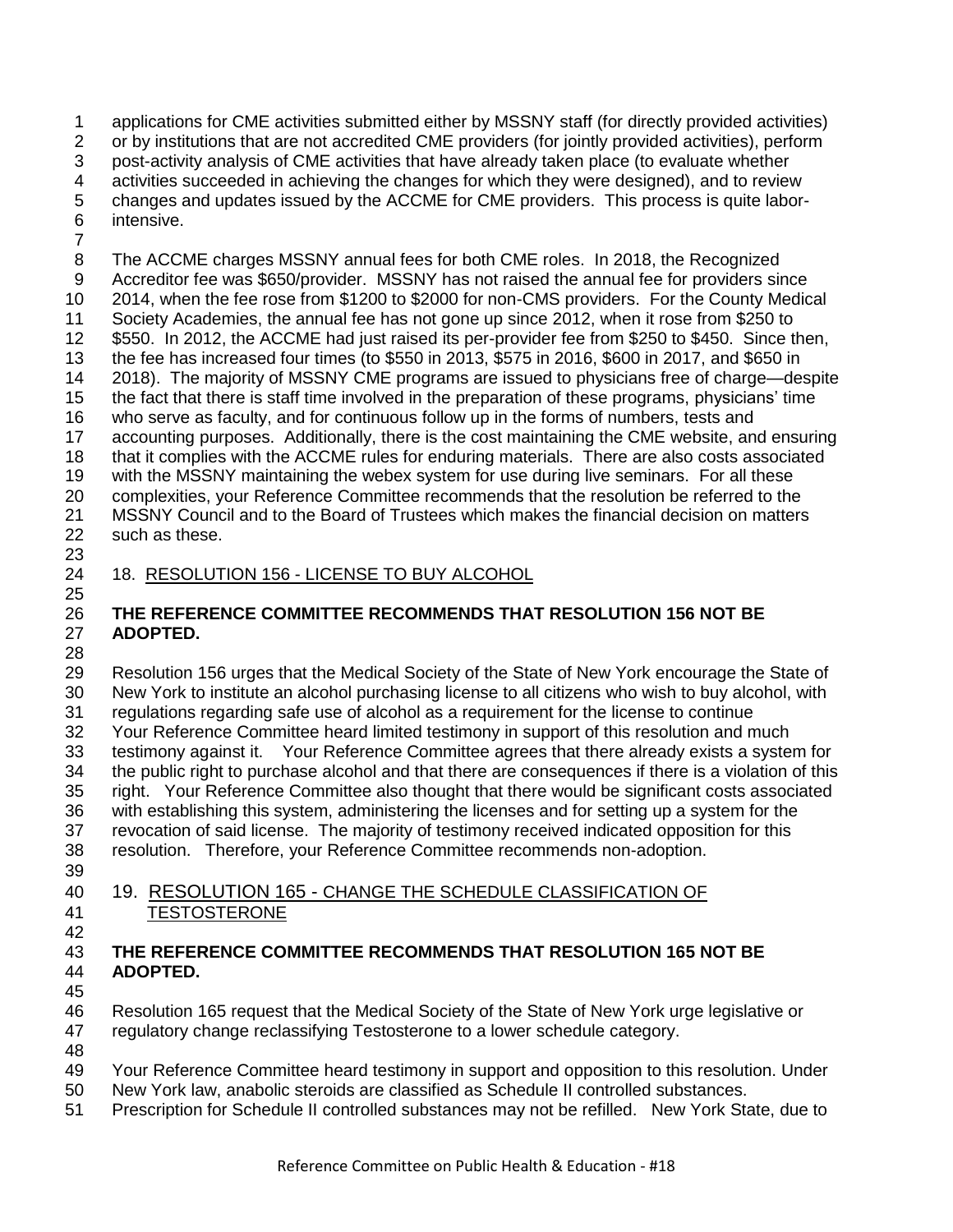applications for CME activities submitted either by MSSNY staff (for directly provided activities) or by institutions that are not accredited CME providers (for jointly provided activities), perform post-activity analysis of CME activities that have already taken place (to evaluate whether activities succeeded in achieving the changes for which they were designed), and to review changes and updates issued by the ACCME for CME providers. This process is quite labor-intensive.

The ACCME charges MSSNY annual fees for both CME roles. In 2018, the Recognized Accreditor fee was $650/provider. MSSNY has not raised the annual fee for providers since 2014, when the fee rose from $1200 to $2000 for non-CMS providers. For the County Medical Society Academies, the annual fee has not gone up since 2012, when it rose from $250 to $550. In 2012, the ACCME had just raised its per-provider fee from $250 to $450. Since then, the fee has increased four times (to $550 in 2013, $575 in 2016, $600 in 2017, and $650 in 2018). The majority of MSSNY CME programs are issued to physicians free of charge—despite the fact that there is staff time involved in the preparation of these programs, physicians' time who serve as faculty, and for continuous follow up in the forms of numbers, tests and accounting purposes. Additionally, there is the cost maintaining the CME website, and ensuring that it complies with the ACCME rules for enduring materials. There are also costs associated with the MSSNY maintaining the webex system for use during live seminars. For all these complexities, your Reference Committee recommends that the resolution be referred to the MSSNY Council and to the Board of Trustees which makes the financial decision on matters such as these.

18. RESOLUTION 156 - LICENSE TO BUY ALCOHOL

**THE REFERENCE COMMITTEE RECOMMENDS THAT RESOLUTION 156 NOT BE ADOPTED.**

Resolution 156 urges that the Medical Society of the State of New York encourage the State of New York to institute an alcohol purchasing license to all citizens who wish to buy alcohol, with regulations regarding safe use of alcohol as a requirement for the license to continue Your Reference Committee heard limited testimony in support of this resolution and much testimony against it. Your Reference Committee agrees that there already exists a system for the public right to purchase alcohol and that there are consequences if there is a violation of this right. Your Reference Committee also thought that there would be significant costs associated with establishing this system, administering the licenses and for setting up a system for the revocation of said license. The majority of testimony received indicated opposition for this resolution. Therefore, your Reference Committee recommends non-adoption.

19. RESOLUTION 165 - CHANGE THE SCHEDULE CLASSIFICATION OF TESTOSTERONE

**THE REFERENCE COMMITTEE RECOMMENDS THAT RESOLUTION 165 NOT BE ADOPTED.**

Resolution 165 request that the Medical Society of the State of New York urge legislative or regulatory change reclassifying Testosterone to a lower schedule category.

Your Reference Committee heard testimony in support and opposition to this resolution. Under New York law, anabolic steroids are classified as Schedule II controlled substances. Prescription for Schedule II controlled substances may not be refilled. New York State, due to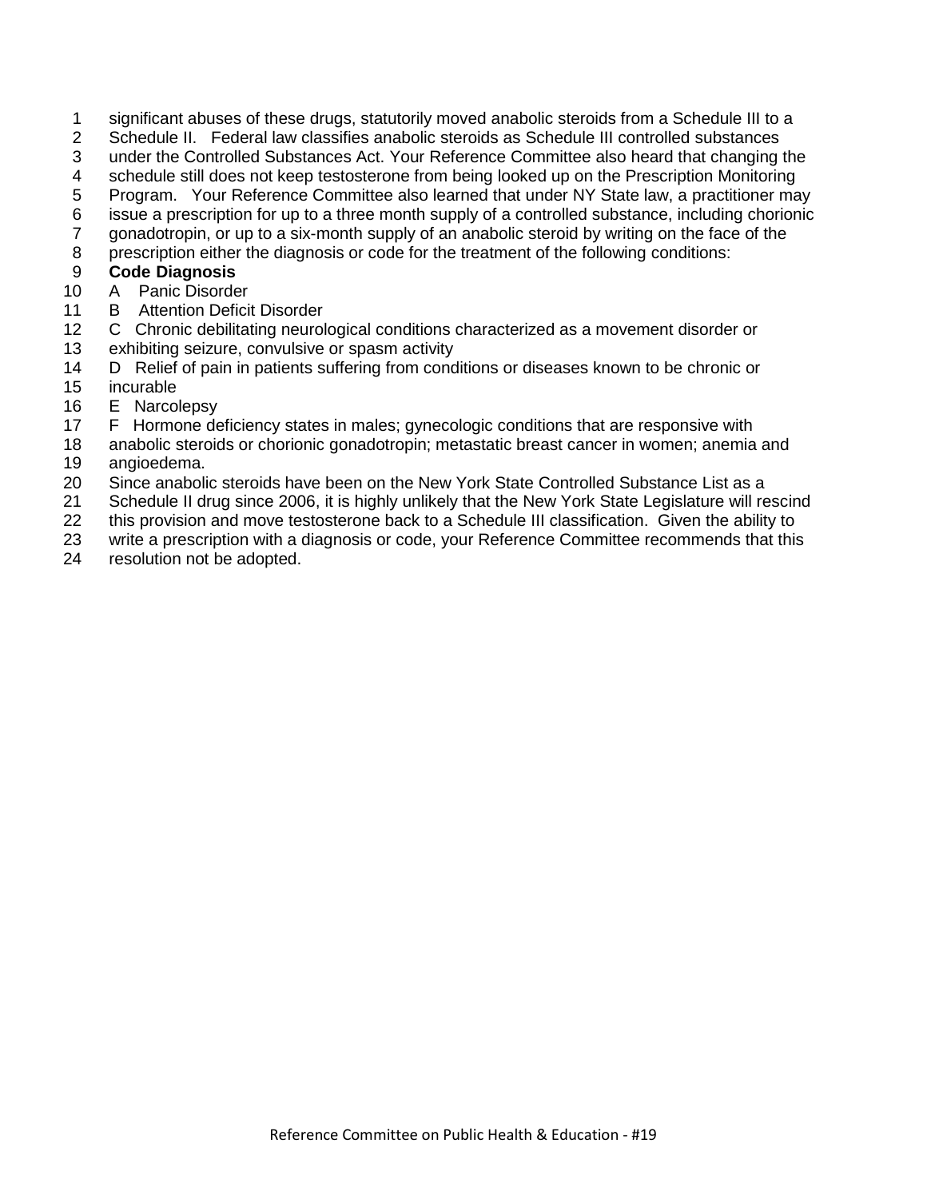significant abuses of these drugs, statutorily moved anabolic steroids from a Schedule III to a Schedule II. Federal law classifies anabolic steroids as Schedule III controlled substances under the Controlled Substances Act. Your Reference Committee also heard that changing the schedule still does not keep testosterone from being looked up on the Prescription Monitoring Program. Your Reference Committee also learned that under NY State law, a practitioner may issue a prescription for up to a three month supply of a controlled substance, including chorionic gonadotropin, or up to a six-month supply of an anabolic steroid by writing on the face of the prescription either the diagnosis or code for the treatment of the following conditions:

**Code Diagnosis**

A Panic Disorder

B Attention Deficit Disorder

C Chronic debilitating neurological conditions characterized as a movement disorder or exhibiting seizure, convulsive or spasm activity

D Relief of pain in patients suffering from conditions or diseases known to be chronic or incurable

E Narcolepsy

F Hormone deficiency states in males; gynecologic conditions that are responsive with anabolic steroids or chorionic gonadotropin; metastatic breast cancer in women; anemia and angioedema.

Since anabolic steroids have been on the New York State Controlled Substance List as a Schedule II drug since 2006, it is highly unlikely that the New York State Legislature will rescind this provision and move testosterone back to a Schedule III classification. Given the ability to write a prescription with a diagnosis or code, your Reference Committee recommends that this resolution not be adopted.